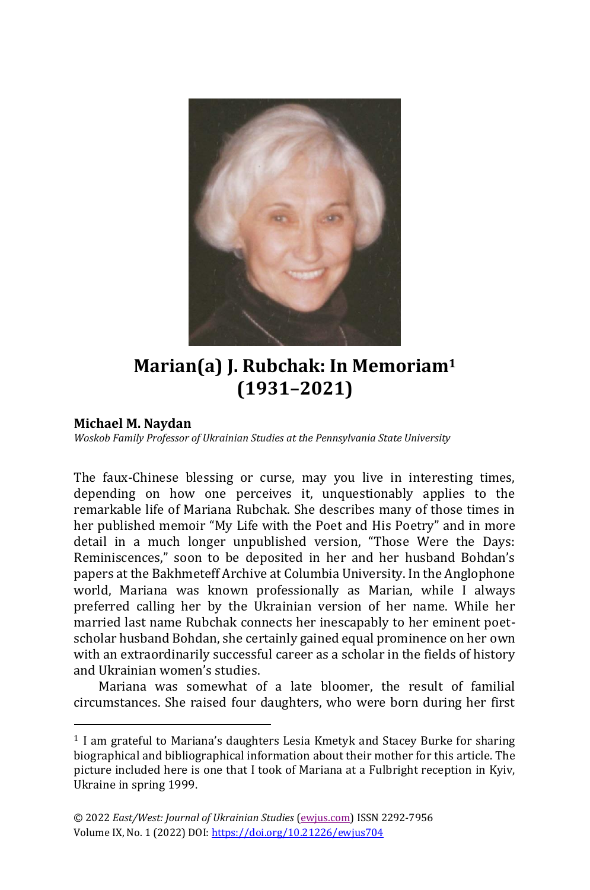# Marian(a) J. Rubchak: In Memoriam[1] (1931–2021)

**Michael M. Naydan**
*Woskob Family Professor of Ukrainian Studies at the Pennsylvania State University*

The faux-Chinese blessing or curse, may you live in interesting times, depending on how one perceives it, unquestionably applies to the remarkable life of Mariana Rubchak. She describes many of those times in her published memoir "My Life with the Poet and His Poetry" and in more detail in a much longer unpublished version, "Those Were the Days: Reminiscences," soon to be deposited in her and her husband Bohdan's papers at the Bakhmeteff Archive at Columbia University. In the Anglophone world, Mariana was known professionally as Marian, while I always preferred calling her by the Ukrainian version of her name. While her married last name Rubchak connects her inescapably to her eminent poet-scholar husband Bohdan, she certainly gained equal prominence on her own with an extraordinarily successful career as a scholar in the fields of history and Ukrainian women's studies.

Mariana was somewhat of a late bloomer, the result of familial circumstances. She raised four daughters, who were born during her first

[1] I am grateful to Mariana's daughters Lesia Kmetyk and Stacey Burke for sharing biographical and bibliographical information about their mother for this article. The picture included here is one that I took of Mariana at a Fulbright reception in Kyiv, Ukraine in spring 1999.

© 2022 *East/West: Journal of Ukrainian Studies* (ewjus.com) ISSN 2292-7956
Volume IX, No. 1 (2022) DOI: https://doi.org/10.21226/ewjus704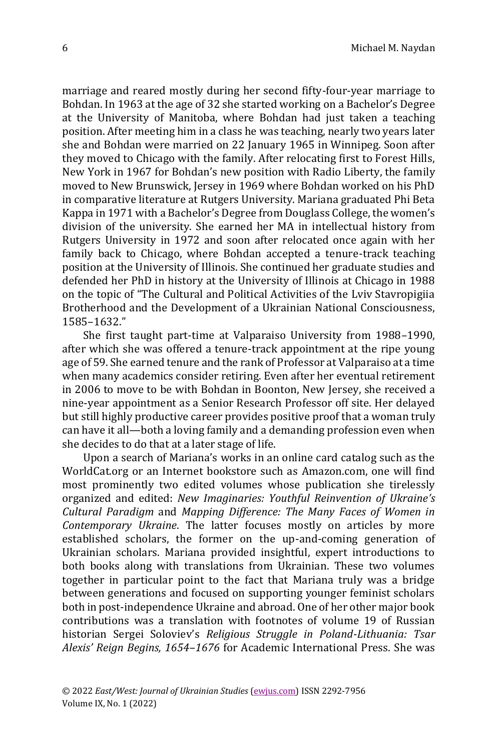marriage and reared mostly during her second fifty-four-year marriage to Bohdan. In 1963 at the age of 32 she started working on a Bachelor's Degree at the University of Manitoba, where Bohdan had just taken a teaching position. After meeting him in a class he was teaching, nearly two years later she and Bohdan were married on 22 January 1965 in Winnipeg. Soon after they moved to Chicago with the family. After relocating first to Forest Hills, New York in 1967 for Bohdan's new position with Radio Liberty, the family moved to New Brunswick, Jersey in 1969 where Bohdan worked on his PhD in comparative literature at Rutgers University. Mariana graduated Phi Beta Kappa in 1971 with a Bachelor's Degree from Douglass College, the women's division of the university. She earned her MA in intellectual history from Rutgers University in 1972 and soon after relocated once again with her family back to Chicago, where Bohdan accepted a tenure-track teaching position at the University of Illinois. She continued her graduate studies and defended her PhD in history at the University of Illinois at Chicago in 1988 on the topic of "The Cultural and Political Activities of the Lviv Stavropigiia Brotherhood and the Development of a Ukrainian National Consciousness, 1585–1632."

She first taught part-time at Valparaiso University from 1988–1990, after which she was offered a tenure-track appointment at the ripe young age of 59. She earned tenure and the rank of Professor at Valparaiso at a time when many academics consider retiring. Even after her eventual retirement in 2006 to move to be with Bohdan in Boonton, New Jersey, she received a nine-year appointment as a Senior Research Professor off site. Her delayed but still highly productive career provides positive proof that a woman truly can have it all—both a loving family and a demanding profession even when she decides to do that at a later stage of life.

Upon a search of Mariana's works in an online card catalog such as the WorldCat.org or an Internet bookstore such as Amazon.com, one will find most prominently two edited volumes whose publication she tirelessly organized and edited: *New Imaginaries: Youthful Reinvention of Ukraine's Cultural Paradigm* and *Mapping Difference: The Many Faces of Women in Contemporary Ukraine*. The latter focuses mostly on articles by more established scholars, the former on the up-and-coming generation of Ukrainian scholars. Mariana provided insightful, expert introductions to both books along with translations from Ukrainian. These two volumes together in particular point to the fact that Mariana truly was a bridge between generations and focused on supporting younger feminist scholars both in post-independence Ukraine and abroad. One of her other major book contributions was a translation with footnotes of volume 19 of Russian historian Sergei Soloviev's *Religious Struggle in Poland-Lithuania: Tsar Alexis' Reign Begins, 1654–1676* for Academic International Press. She was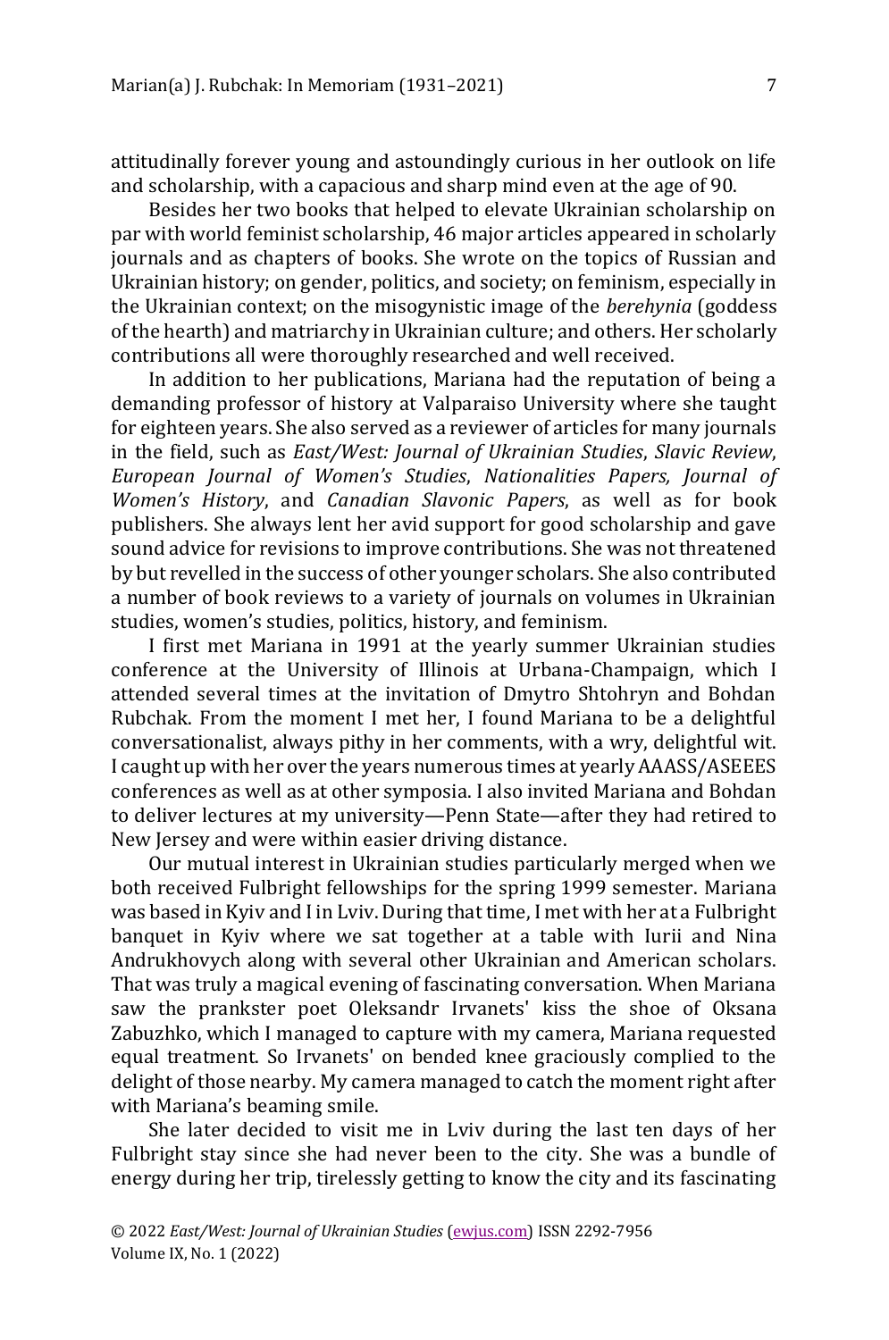attitudinally forever young and astoundingly curious in her outlook on life and scholarship, with a capacious and sharp mind even at the age of 90.

Besides her two books that helped to elevate Ukrainian scholarship on par with world feminist scholarship, 46 major articles appeared in scholarly journals and as chapters of books. She wrote on the topics of Russian and Ukrainian history; on gender, politics, and society; on feminism, especially in the Ukrainian context; on the misogynistic image of the *berehynia* (goddess of the hearth) and matriarchy in Ukrainian culture; and others. Her scholarly contributions all were thoroughly researched and well received.

In addition to her publications, Mariana had the reputation of being a demanding professor of history at Valparaiso University where she taught for eighteen years. She also served as a reviewer of articles for many journals in the field, such as *East/West: Journal of Ukrainian Studies*, *Slavic Review*, *European Journal of Women's Studies*, *Nationalities Papers, Journal of Women's History*, and *Canadian Slavonic Papers*, as well as for book publishers. She always lent her avid support for good scholarship and gave sound advice for revisions to improve contributions. She was not threatened by but revelled in the success of other younger scholars. She also contributed a number of book reviews to a variety of journals on volumes in Ukrainian studies, women's studies, politics, history, and feminism.

I first met Mariana in 1991 at the yearly summer Ukrainian studies conference at the University of Illinois at Urbana-Champaign, which I attended several times at the invitation of Dmytro Shtohryn and Bohdan Rubchak. From the moment I met her, I found Mariana to be a delightful conversationalist, always pithy in her comments, with a wry, delightful wit. I caught up with her over the years numerous times at yearly AAASS/ASEEES conferences as well as at other symposia. I also invited Mariana and Bohdan to deliver lectures at my university—Penn State—after they had retired to New Jersey and were within easier driving distance.

Our mutual interest in Ukrainian studies particularly merged when we both received Fulbright fellowships for the spring 1999 semester. Mariana was based in Kyiv and I in Lviv. During that time, I met with her at a Fulbright banquet in Kyiv where we sat together at a table with Iurii and Nina Andrukhovych along with several other Ukrainian and American scholars. That was truly a magical evening of fascinating conversation. When Mariana saw the prankster poet Oleksandr Irvanets' kiss the shoe of Oksana Zabuzhko, which I managed to capture with my camera, Mariana requested equal treatment. So Irvanets' on bended knee graciously complied to the delight of those nearby. My camera managed to catch the moment right after with Mariana's beaming smile.

She later decided to visit me in Lviv during the last ten days of her Fulbright stay since she had never been to the city. She was a bundle of energy during her trip, tirelessly getting to know the city and its fascinating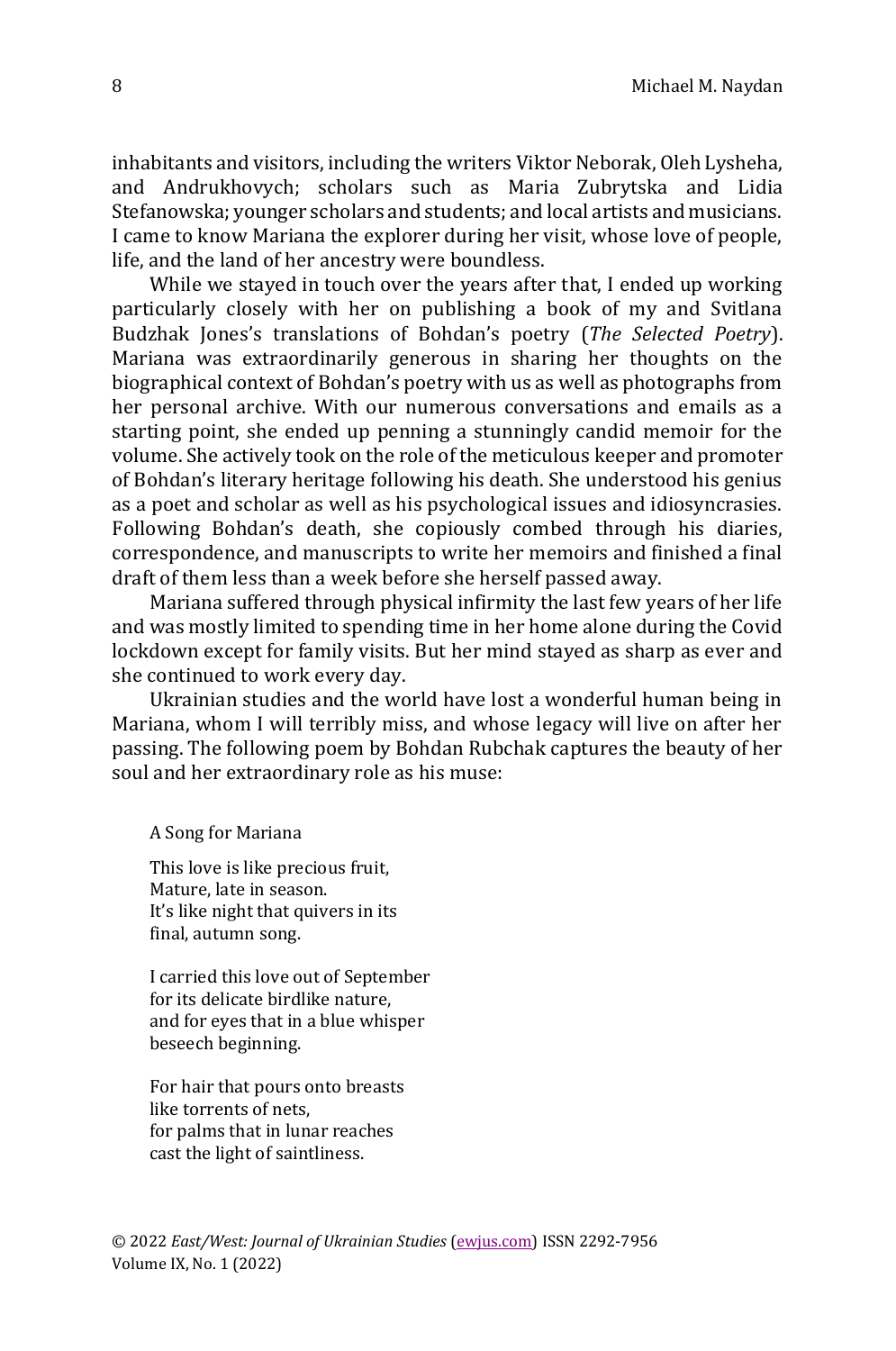inhabitants and visitors, including the writers Viktor Neborak, Oleh Lysheha, and Andrukhovych; scholars such as Maria Zubrytska and Lidia Stefanowska; younger scholars and students; and local artists and musicians. I came to know Mariana the explorer during her visit, whose love of people, life, and the land of her ancestry were boundless.

While we stayed in touch over the years after that, I ended up working particularly closely with her on publishing a book of my and Svitlana Budzhak Jones's translations of Bohdan's poetry (*The Selected Poetry*). Mariana was extraordinarily generous in sharing her thoughts on the biographical context of Bohdan's poetry with us as well as photographs from her personal archive. With our numerous conversations and emails as a starting point, she ended up penning a stunningly candid memoir for the volume. She actively took on the role of the meticulous keeper and promoter of Bohdan's literary heritage following his death. She understood his genius as a poet and scholar as well as his psychological issues and idiosyncrasies. Following Bohdan's death, she copiously combed through his diaries, correspondence, and manuscripts to write her memoirs and finished a final draft of them less than a week before she herself passed away.

Mariana suffered through physical infirmity the last few years of her life and was mostly limited to spending time in her home alone during the Covid lockdown except for family visits. But her mind stayed as sharp as ever and she continued to work every day.

Ukrainian studies and the world have lost a wonderful human being in Mariana, whom I will terribly miss, and whose legacy will live on after her passing. The following poem by Bohdan Rubchak captures the beauty of her soul and her extraordinary role as his muse:

A Song for Mariana

This love is like precious fruit,
Mature, late in season.
It's like night that quivers in its
final, autumn song.

I carried this love out of September
for its delicate birdlike nature,
and for eyes that in a blue whisper
beseech beginning.

For hair that pours onto breasts
like torrents of nets,
for palms that in lunar reaches
cast the light of saintliness.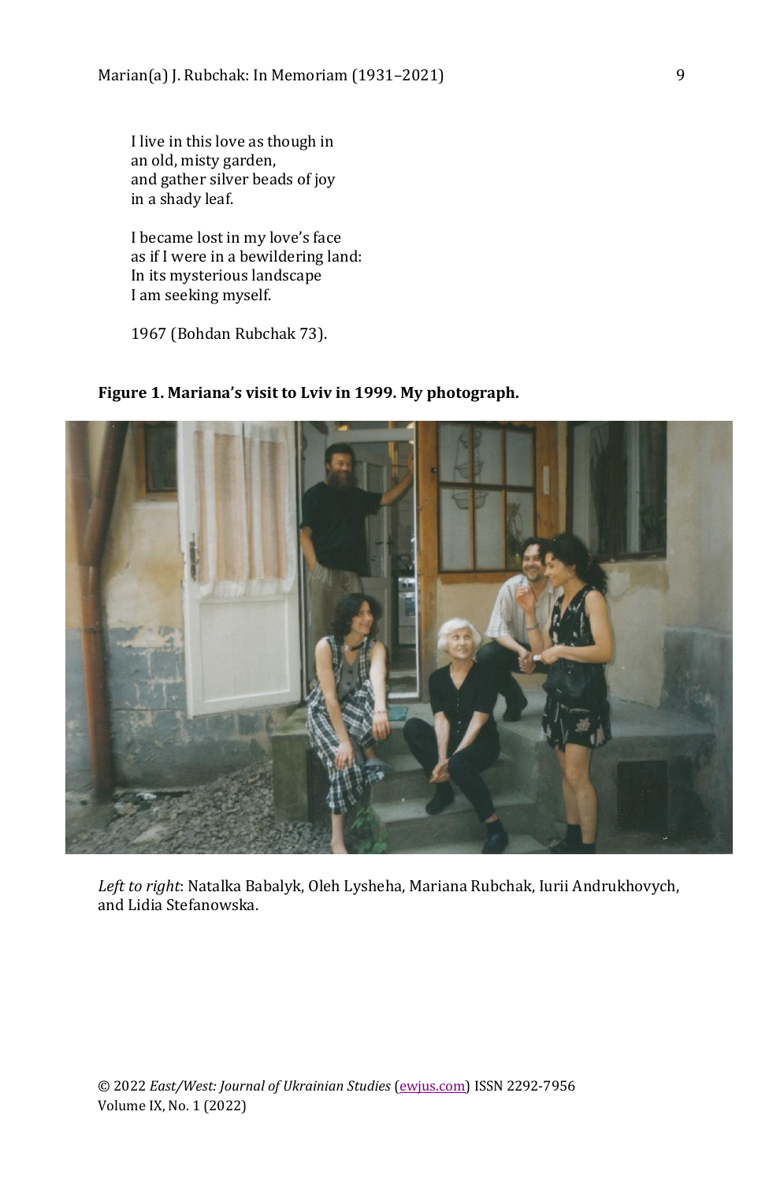I live in this love as though in
an old, misty garden,
and gather silver beads of joy
in a shady leaf.

I became lost in my love's face
as if I were in a bewildering land:
In its mysterious landscape
I am seeking myself.

1967 (Bohdan Rubchak 73).

**Figure 1. Mariana's visit to Lviv in 1999. My photograph.**

*Left to right*: Natalka Babalyk, Oleh Lysheha, Mariana Rubchak, Iurii Andrukhovych, and Lidia Stefanowska.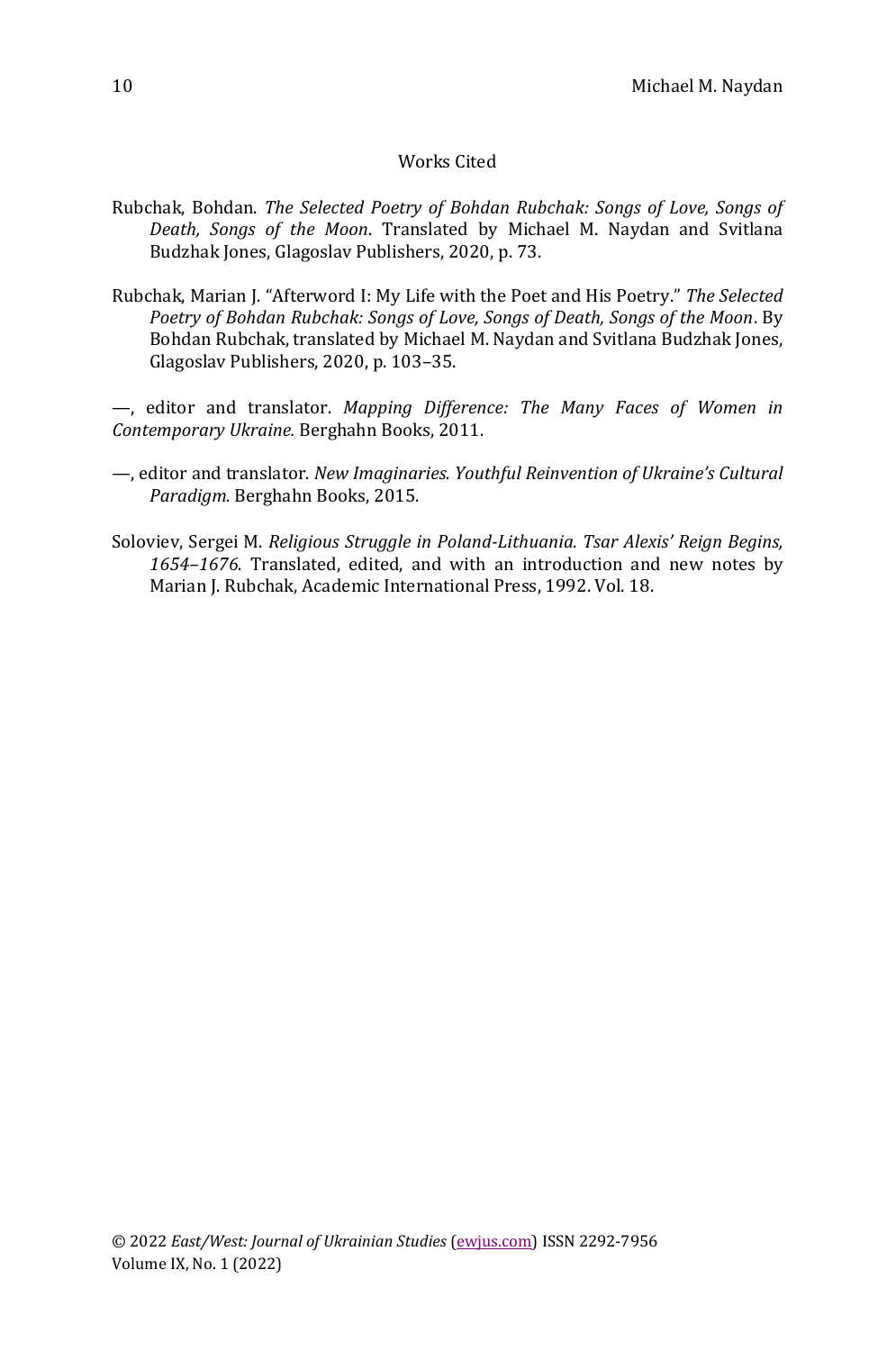## Works Cited

Rubchak, Bohdan. *The Selected Poetry of Bohdan Rubchak: Songs of Love, Songs of Death, Songs of the Moon*. Translated by Michael M. Naydan and Svitlana Budzhak Jones, Glagoslav Publishers, 2020, p. 73.

Rubchak, Marian J. "Afterword I: My Life with the Poet and His Poetry." *The Selected Poetry of Bohdan Rubchak: Songs of Love, Songs of Death, Songs of the Moon*. By Bohdan Rubchak, translated by Michael M. Naydan and Svitlana Budzhak Jones, Glagoslav Publishers, 2020, p. 103–35.

—, editor and translator. *Mapping Difference: The Many Faces of Women in Contemporary Ukraine.* Berghahn Books, 2011.

—, editor and translator. *New Imaginaries. Youthful Reinvention of Ukraine's Cultural Paradigm*. Berghahn Books, 2015.

Soloviev, Sergei M. *Religious Struggle in Poland-Lithuania. Tsar Alexis' Reign Begins, 1654–1676*. Translated, edited, and with an introduction and new notes by Marian J. Rubchak, Academic International Press, 1992. Vol. 18.